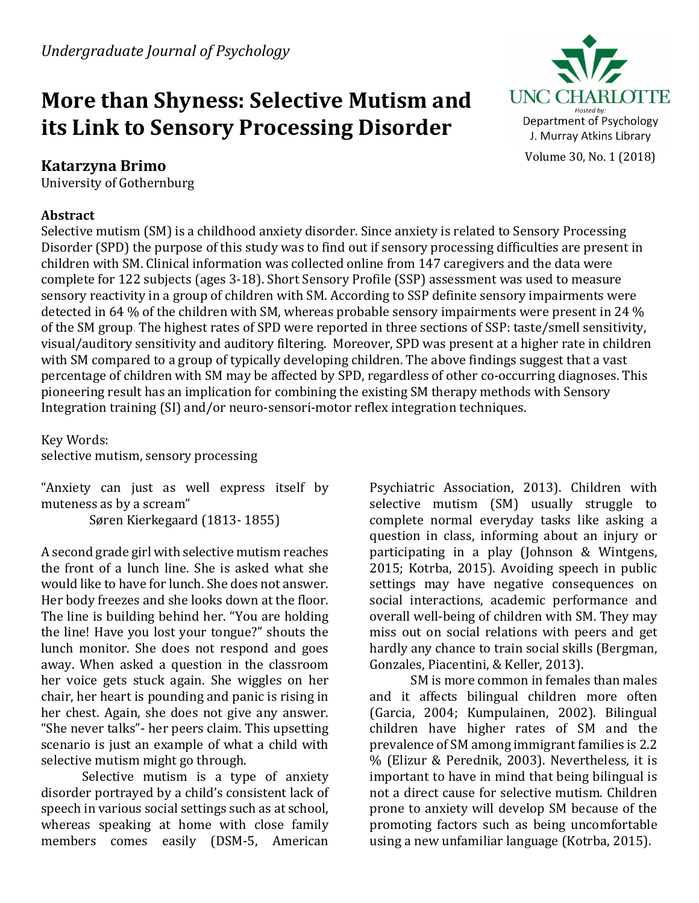*Undergraduate Journal of Psychology*

# More than Shyness: Selective Mutism and its Link to Sensory Processing Disorder

**Katarzyna Brimo**
University of Gothernburg

**Abstract**

Selective mutism (SM) is a childhood anxiety disorder. Since anxiety is related to Sensory Processing Disorder (SPD) the purpose of this study was to find out if sensory processing difficulties are present in children with SM. Clinical information was collected online from 147 caregivers and the data were complete for 122 subjects (ages 3-18). Short Sensory Profile (SSP) assessment was used to measure sensory reactivity in a group of children with SM. According to SSP definite sensory impairments were detected in 64 % of the children with SM, whereas probable sensory impairments were present in 24 % of the SM group. The highest rates of SPD were reported in three sections of SSP: taste/smell sensitivity, visual/auditory sensitivity and auditory filtering. Moreover, SPD was present at a higher rate in children with SM compared to a group of typically developing children. The above findings suggest that a vast percentage of children with SM may be affected by SPD, regardless of other co-occurring diagnoses. This pioneering result has an implication for combining the existing SM therapy methods with Sensory Integration training (SI) and/or neuro-sensori-motor reflex integration techniques.

Key Words:
selective mutism, sensory processing

"Anxiety can just as well express itself by muteness as by a scream"
Søren Kierkegaard (1813- 1855)

A second grade girl with selective mutism reaches the front of a lunch line. She is asked what she would like to have for lunch. She does not answer. Her body freezes and she looks down at the floor. The line is building behind her. "You are holding the line! Have you lost your tongue?" shouts the lunch monitor. She does not respond and goes away. When asked a question in the classroom her voice gets stuck again. She wiggles on her chair, her heart is pounding and panic is rising in her chest. Again, she does not give any answer. "She never talks"- her peers claim. This upsetting scenario is just an example of what a child with selective mutism might go through.

Selective mutism is a type of anxiety disorder portrayed by a child's consistent lack of speech in various social settings such as at school, whereas speaking at home with close family members comes easily (DSM-5, American Psychiatric Association, 2013). Children with selective mutism (SM) usually struggle to complete normal everyday tasks like asking a question in class, informing about an injury or participating in a play (Johnson & Wintgens, 2015; Kotrba, 2015). Avoiding speech in public settings may have negative consequences on social interactions, academic performance and overall well-being of children with SM. They may miss out on social relations with peers and get hardly any chance to train social skills (Bergman, Gonzales, Piacentini, & Keller, 2013).

SM is more common in females than males and it affects bilingual children more often (Garcia, 2004; Kumpulainen, 2002). Bilingual children have higher rates of SM and the prevalence of SM among immigrant families is 2.2 % (Elizur & Perednik, 2003). Nevertheless, it is important to have in mind that being bilingual is not a direct cause for selective mutism. Children prone to anxiety will develop SM because of the promoting factors such as being uncomfortable using a new unfamiliar language (Kotrba, 2015).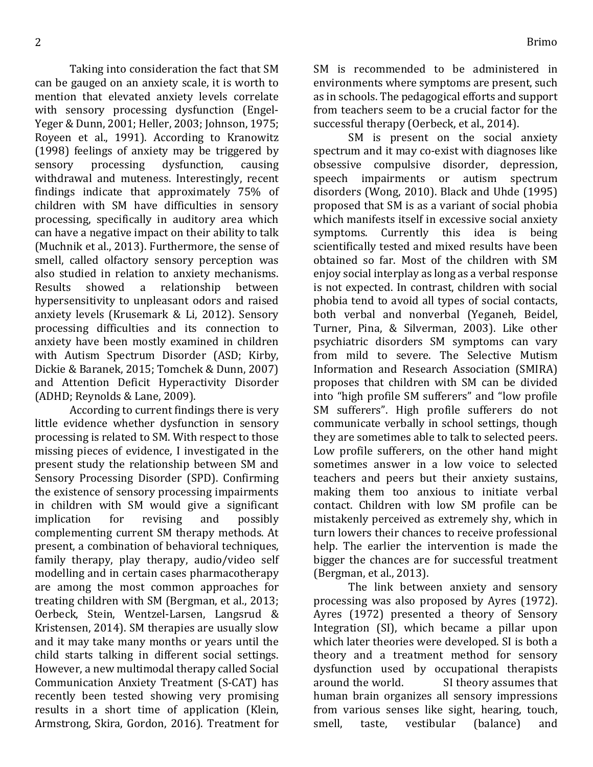Taking into consideration the fact that SM can be gauged on an anxiety scale, it is worth to mention that elevated anxiety levels correlate with sensory processing dysfunction (Engel-Yeger & Dunn, 2001; Heller, 2003; Johnson, 1975; Royeen et al., 1991). According to Kranowitz (1998) feelings of anxiety may be triggered by sensory processing dysfunction, causing withdrawal and muteness. Interestingly, recent findings indicate that approximately 75% of children with SM have difficulties in sensory processing, specifically in auditory area which can have a negative impact on their ability to talk (Muchnik et al., 2013). Furthermore, the sense of smell, called olfactory sensory perception was also studied in relation to anxiety mechanisms. Results showed a relationship between hypersensitivity to unpleasant odors and raised anxiety levels (Krusemark & Li, 2012). Sensory processing difficulties and its connection to anxiety have been mostly examined in children with Autism Spectrum Disorder (ASD; Kirby, Dickie & Baranek, 2015; Tomchek & Dunn, 2007) and Attention Deficit Hyperactivity Disorder (ADHD; Reynolds & Lane, 2009).

According to current findings there is very little evidence whether dysfunction in sensory processing is related to SM. With respect to those missing pieces of evidence, I investigated in the present study the relationship between SM and Sensory Processing Disorder (SPD). Confirming the existence of sensory processing impairments in children with SM would give a significant implication for revising and possibly complementing current SM therapy methods. At present, a combination of behavioral techniques, family therapy, play therapy, audio/video self modelling and in certain cases pharmacotherapy are among the most common approaches for treating children with SM (Bergman, et al., 2013; Oerbeck, Stein, Wentzel-Larsen, Langsrud & Kristensen, 2014). SM therapies are usually slow and it may take many months or years until the child starts talking in different social settings. However, a new multimodal therapy called Social Communication Anxiety Treatment (S-CAT) has recently been tested showing very promising results in a short time of application (Klein, Armstrong, Skira, Gordon, 2016). Treatment for SM is recommended to be administered in environments where symptoms are present, such as in schools. The pedagogical efforts and support from teachers seem to be a crucial factor for the successful therapy (Oerbeck, et al., 2014).

SM is present on the social anxiety spectrum and it may co-exist with diagnoses like obsessive compulsive disorder, depression, speech impairments or autism spectrum disorders (Wong, 2010). Black and Uhde (1995) proposed that SM is as a variant of social phobia which manifests itself in excessive social anxiety symptoms. Currently this idea is being scientifically tested and mixed results have been obtained so far. Most of the children with SM enjoy social interplay as long as a verbal response is not expected. In contrast, children with social phobia tend to avoid all types of social contacts, both verbal and nonverbal (Yeganeh, Beidel, Turner, Pina, & Silverman, 2003). Like other psychiatric disorders SM symptoms can vary from mild to severe. The Selective Mutism Information and Research Association (SMIRA) proposes that children with SM can be divided into "high profile SM sufferers" and "low profile SM sufferers". High profile sufferers do not communicate verbally in school settings, though they are sometimes able to talk to selected peers. Low profile sufferers, on the other hand might sometimes answer in a low voice to selected teachers and peers but their anxiety sustains, making them too anxious to initiate verbal contact. Children with low SM profile can be mistakenly perceived as extremely shy, which in turn lowers their chances to receive professional help. The earlier the intervention is made the bigger the chances are for successful treatment (Bergman, et al., 2013).

The link between anxiety and sensory processing was also proposed by Ayres (1972). Ayres (1972) presented a theory of Sensory Integration (SI), which became a pillar upon which later theories were developed. SI is both a theory and a treatment method for sensory dysfunction used by occupational therapists around the world. SI theory assumes that human brain organizes all sensory impressions from various senses like sight, hearing, touch, smell, taste, vestibular (balance) and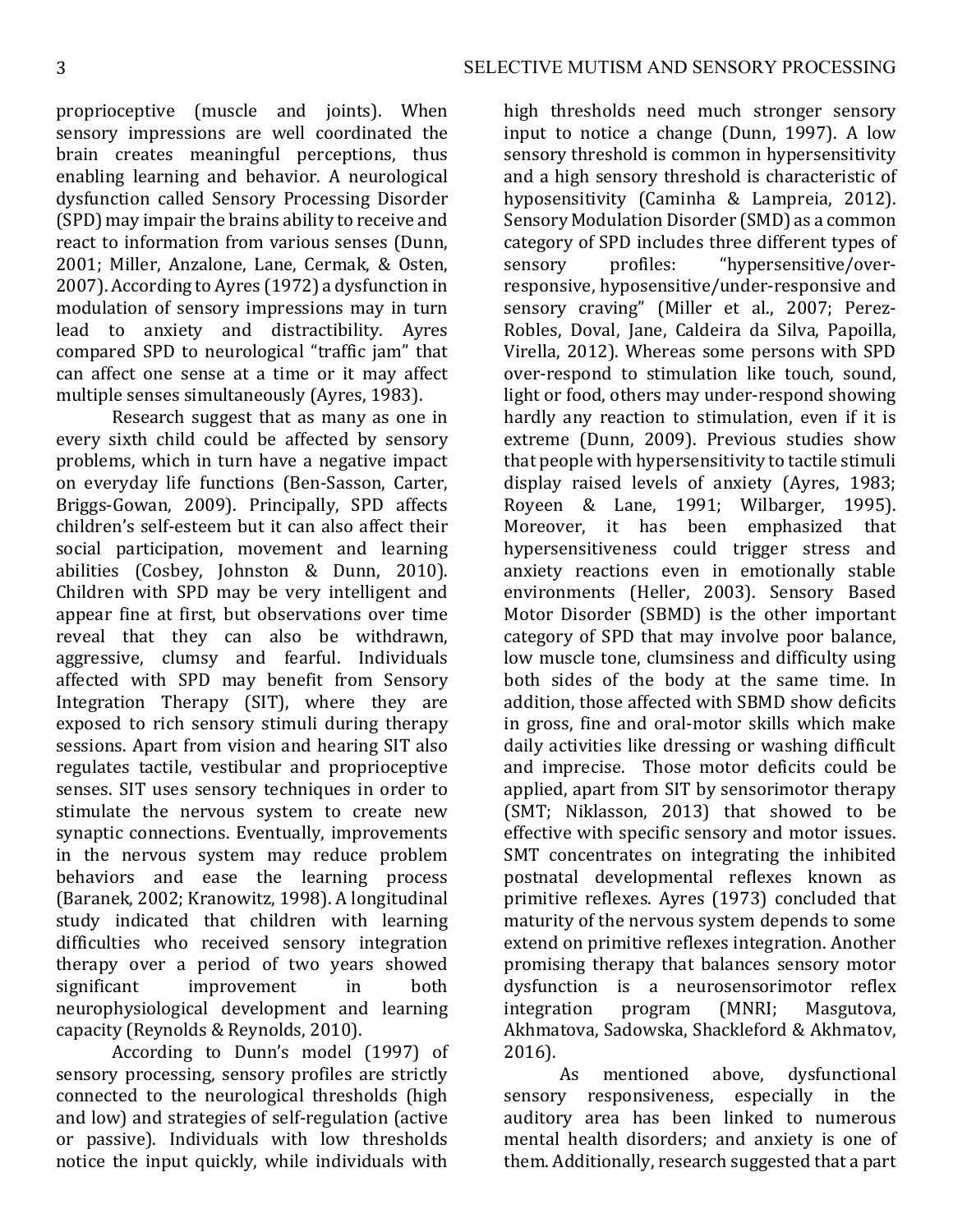proprioceptive (muscle and joints). When sensory impressions are well coordinated the brain creates meaningful perceptions, thus enabling learning and behavior. A neurological dysfunction called Sensory Processing Disorder (SPD) may impair the brains ability to receive and react to information from various senses (Dunn, 2001; Miller, Anzalone, Lane, Cermak, & Osten, 2007). According to Ayres (1972) a dysfunction in modulation of sensory impressions may in turn lead to anxiety and distractibility. Ayres compared SPD to neurological "traffic jam" that can affect one sense at a time or it may affect multiple senses simultaneously (Ayres, 1983).

Research suggest that as many as one in every sixth child could be affected by sensory problems, which in turn have a negative impact on everyday life functions (Ben-Sasson, Carter, Briggs-Gowan, 2009). Principally, SPD affects children's self-esteem but it can also affect their social participation, movement and learning abilities (Cosbey, Johnston & Dunn, 2010). Children with SPD may be very intelligent and appear fine at first, but observations over time reveal that they can also be withdrawn, aggressive, clumsy and fearful. Individuals affected with SPD may benefit from Sensory Integration Therapy (SIT), where they are exposed to rich sensory stimuli during therapy sessions. Apart from vision and hearing SIT also regulates tactile, vestibular and proprioceptive senses. SIT uses sensory techniques in order to stimulate the nervous system to create new synaptic connections. Eventually, improvements in the nervous system may reduce problem behaviors and ease the learning process (Baranek, 2002; Kranowitz, 1998). A longitudinal study indicated that children with learning difficulties who received sensory integration therapy over a period of two years showed significant improvement in both neurophysiological development and learning capacity (Reynolds & Reynolds, 2010).

According to Dunn's model (1997) of sensory processing, sensory profiles are strictly connected to the neurological thresholds (high and low) and strategies of self-regulation (active or passive). Individuals with low thresholds notice the input quickly, while individuals with high thresholds need much stronger sensory input to notice a change (Dunn, 1997). A low sensory threshold is common in hypersensitivity and a high sensory threshold is characteristic of hyposensitivity (Caminha & Lampreia, 2012). Sensory Modulation Disorder (SMD) as a common category of SPD includes three different types of sensory profiles: "hypersensitive/over-responsive, hyposensitive/under-responsive and sensory craving" (Miller et al., 2007; Perez-Robles, Doval, Jane, Caldeira da Silva, Papoilla, Virella, 2012). Whereas some persons with SPD over-respond to stimulation like touch, sound, light or food, others may under-respond showing hardly any reaction to stimulation, even if it is extreme (Dunn, 2009). Previous studies show that people with hypersensitivity to tactile stimuli display raised levels of anxiety (Ayres, 1983; Royeen & Lane, 1991; Wilbarger, 1995). Moreover, it has been emphasized that hypersensitiveness could trigger stress and anxiety reactions even in emotionally stable environments (Heller, 2003). Sensory Based Motor Disorder (SBMD) is the other important category of SPD that may involve poor balance, low muscle tone, clumsiness and difficulty using both sides of the body at the same time. In addition, those affected with SBMD show deficits in gross, fine and oral-motor skills which make daily activities like dressing or washing difficult and imprecise. Those motor deficits could be applied, apart from SIT by sensorimotor therapy (SMT; Niklasson, 2013) that showed to be effective with specific sensory and motor issues. SMT concentrates on integrating the inhibited postnatal developmental reflexes known as primitive reflexes. Ayres (1973) concluded that maturity of the nervous system depends to some extend on primitive reflexes integration. Another promising therapy that balances sensory motor dysfunction is a neurosensorimotor reflex integration program (MNRI; Masgutova, Akhmatova, Sadowska, Shackleford & Akhmatov, 2016).

As mentioned above, dysfunctional sensory responsiveness, especially in the auditory area has been linked to numerous mental health disorders; and anxiety is one of them. Additionally, research suggested that a part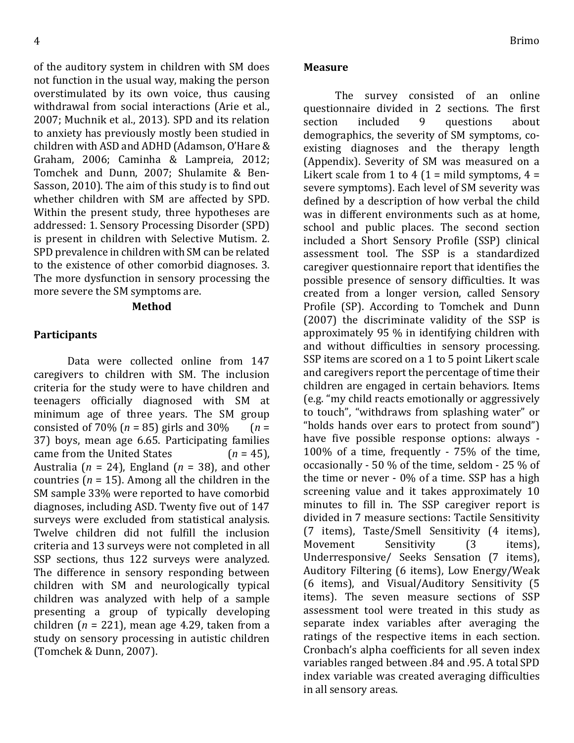of the auditory system in children with SM does not function in the usual way, making the person overstimulated by its own voice, thus causing withdrawal from social interactions (Arie et al., 2007; Muchnik et al., 2013). SPD and its relation to anxiety has previously mostly been studied in children with ASD and ADHD (Adamson, O'Hare & Graham, 2006; Caminha & Lampreia, 2012; Tomchek and Dunn, 2007; Shulamite & Ben-Sasson, 2010). The aim of this study is to find out whether children with SM are affected by SPD. Within the present study, three hypotheses are addressed: 1. Sensory Processing Disorder (SPD) is present in children with Selective Mutism. 2. SPD prevalence in children with SM can be related to the existence of other comorbid diagnoses. 3. The more dysfunction in sensory processing the more severe the SM symptoms are.

## Method

### Participants

Data were collected online from 147 caregivers to children with SM. The inclusion criteria for the study were to have children and teenagers officially diagnosed with SM at minimum age of three years. The SM group consisted of 70% (*n* = 85) girls and 30% (*n* = 37) boys, mean age 6.65. Participating families came from the United States (*n* = 45), Australia (*n* = 24), England (*n* = 38), and other countries (*n* = 15). Among all the children in the SM sample 33% were reported to have comorbid diagnoses, including ASD. Twenty five out of 147 surveys were excluded from statistical analysis. Twelve children did not fulfill the inclusion criteria and 13 surveys were not completed in all SSP sections, thus 122 surveys were analyzed. The difference in sensory responding between children with SM and neurologically typical children was analyzed with help of a sample presenting a group of typically developing children (*n* = 221), mean age 4.29, taken from a study on sensory processing in autistic children (Tomchek & Dunn, 2007).

### Measure

The survey consisted of an online questionnaire divided in 2 sections. The first section included 9 questions about demographics, the severity of SM symptoms, co-existing diagnoses and the therapy length (Appendix). Severity of SM was measured on a Likert scale from 1 to 4 (1 = mild symptoms, 4 = severe symptoms). Each level of SM severity was defined by a description of how verbal the child was in different environments such as at home, school and public places. The second section included a Short Sensory Profile (SSP) clinical assessment tool. The SSP is a standardized caregiver questionnaire report that identifies the possible presence of sensory difficulties. It was created from a longer version, called Sensory Profile (SP). According to Tomchek and Dunn (2007) the discriminate validity of the SSP is approximately 95 % in identifying children with and without difficulties in sensory processing. SSP items are scored on a 1 to 5 point Likert scale and caregivers report the percentage of time their children are engaged in certain behaviors. Items (e.g. "my child reacts emotionally or aggressively to touch", "withdraws from splashing water" or "holds hands over ears to protect from sound") have five possible response options: always - 100% of a time, frequently - 75% of the time, occasionally - 50 % of the time, seldom - 25 % of the time or never - 0% of a time. SSP has a high screening value and it takes approximately 10 minutes to fill in. The SSP caregiver report is divided in 7 measure sections: Tactile Sensitivity (7 items), Taste/Smell Sensitivity (4 items), Movement Sensitivity (3 items), Underresponsive/ Seeks Sensation (7 items), Auditory Filtering (6 items), Low Energy/Weak (6 items), and Visual/Auditory Sensitivity (5 items). The seven measure sections of SSP assessment tool were treated in this study as separate index variables after averaging the ratings of the respective items in each section. Cronbach's alpha coefficients for all seven index variables ranged between .84 and .95. A total SPD index variable was created averaging difficulties in all sensory areas.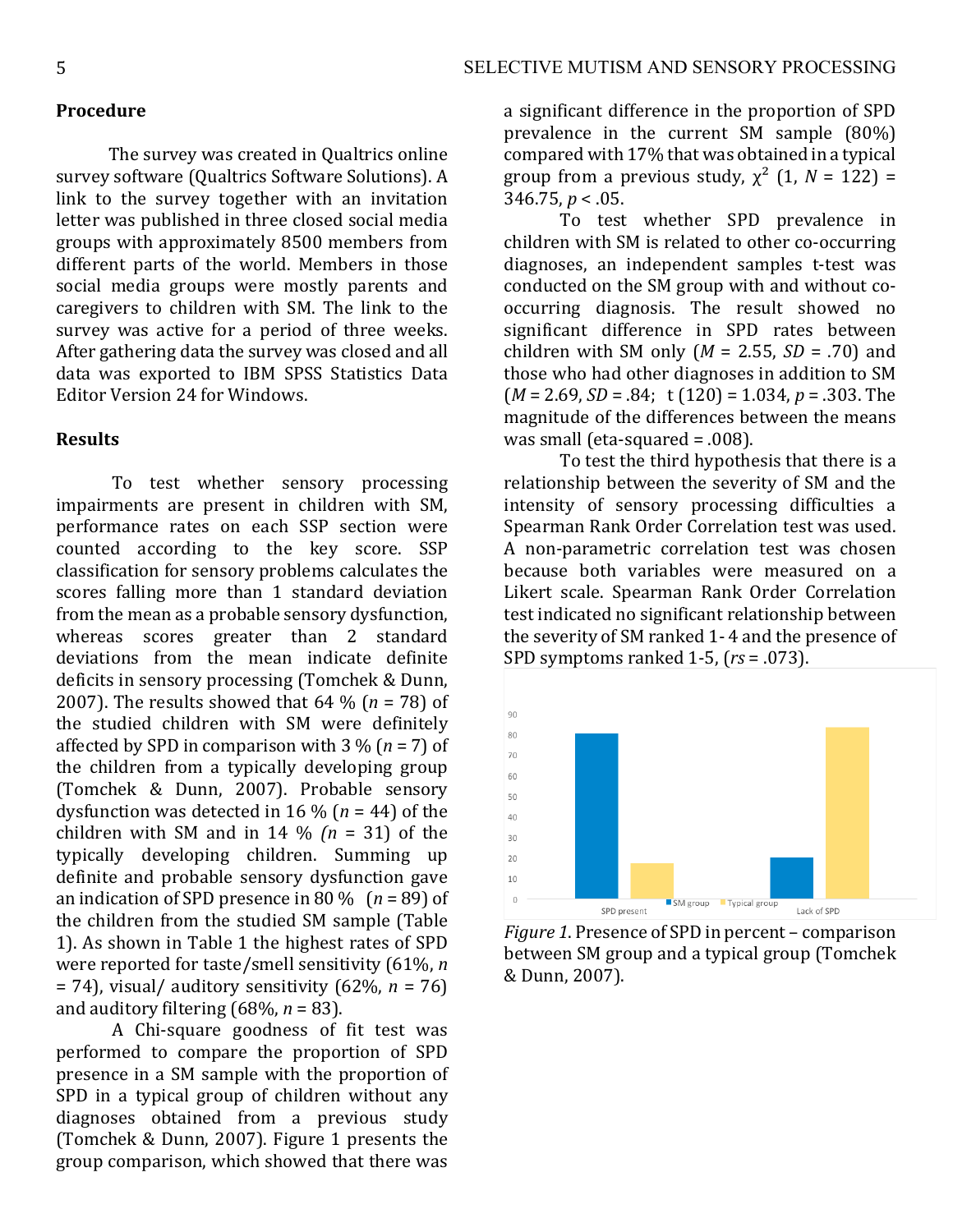## Procedure

The survey was created in Qualtrics online survey software (Qualtrics Software Solutions). A link to the survey together with an invitation letter was published in three closed social media groups with approximately 8500 members from different parts of the world. Members in those social media groups were mostly parents and caregivers to children with SM. The link to the survey was active for a period of three weeks. After gathering data the survey was closed and all data was exported to IBM SPSS Statistics Data Editor Version 24 for Windows.

## Results

To test whether sensory processing impairments are present in children with SM, performance rates on each SSP section were counted according to the key score. SSP classification for sensory problems calculates the scores falling more than 1 standard deviation from the mean as a probable sensory dysfunction, whereas scores greater than 2 standard deviations from the mean indicate definite deficits in sensory processing (Tomchek & Dunn, 2007). The results showed that 64 % (*n* = 78) of the studied children with SM were definitely affected by SPD in comparison with 3 % (*n* = 7) of the children from a typically developing group (Tomchek & Dunn, 2007). Probable sensory dysfunction was detected in 16 % (*n* = 44) of the children with SM and in 14 % *(n* = 31) of the typically developing children. Summing up definite and probable sensory dysfunction gave an indication of SPD presence in 80 % (*n* = 89) of the children from the studied SM sample (Table 1). As shown in Table 1 the highest rates of SPD were reported for taste/smell sensitivity (61%, *n* = 74), visual/ auditory sensitivity (62%, *n* = 76) and auditory filtering (68%, *n* = 83).

A Chi-square goodness of fit test was performed to compare the proportion of SPD presence in a SM sample with the proportion of SPD in a typical group of children without any diagnoses obtained from a previous study (Tomchek & Dunn, 2007). Figure 1 presents the group comparison, which showed that there was a significant difference in the proportion of SPD prevalence in the current SM sample (80%) compared with 17% that was obtained in a typical group from a previous study, $\chi^2$ (1, *N* = 122) = 346.75, $p < .05$.

To test whether SPD prevalence in children with SM is related to other co-occurring diagnoses, an independent samples t-test was conducted on the SM group with and without co-occurring diagnosis. The result showed no significant difference in SPD rates between children with SM only (*M* = 2.55, *SD* = .70) and those who had other diagnoses in addition to SM (*M* = 2.69, *SD* = .84; t (120) = 1.034, *p* = .303. The magnitude of the differences between the means was small (eta-squared = .008).

To test the third hypothesis that there is a relationship between the severity of SM and the intensity of sensory processing difficulties a Spearman Rank Order Correlation test was used. A non-parametric correlation test was chosen because both variables were measured on a Likert scale. Spearman Rank Order Correlation test indicated no significant relationship between the severity of SM ranked 1- 4 and the presence of SPD symptoms ranked 1-5, ($r_s$ = .073).

*Figure 1.* Presence of SPD in percent – comparison between SM group and a typical group (Tomchek & Dunn, 2007).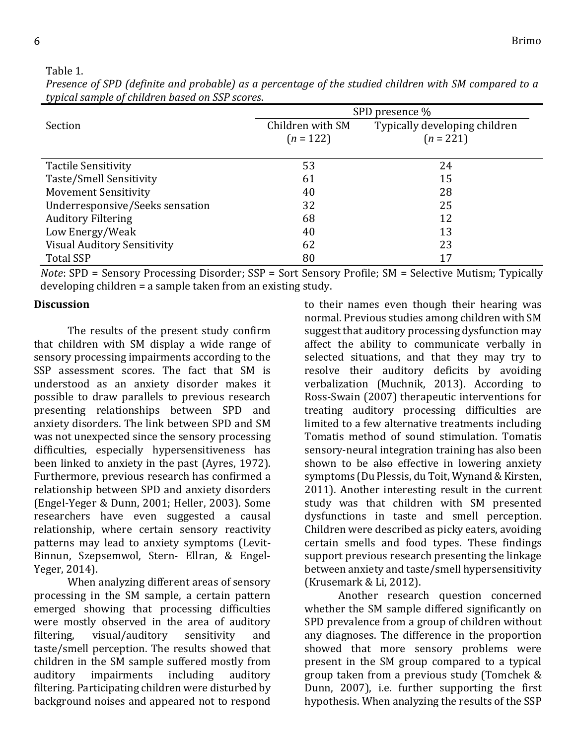Table 1.

*Presence of SPD (definite and probable) as a percentage of the studied children with SM compared to a typical sample of children based on SSP scores.*

| Section | SPD presence % | |
|---|---|---|
| | Children with SM ($n$ = 122) | Typically developing children ($n$ = 221) |
| Tactile Sensitivity | 53 | 24 |
| Taste/Smell Sensitivity | 61 | 15 |
| Movement Sensitivity | 40 | 28 |
| Underresponsive/Seeks sensation | 32 | 25 |
| Auditory Filtering | 68 | 12 |
| Low Energy/Weak | 40 | 13 |
| Visual Auditory Sensitivity | 62 | 23 |
| Total SSP | 80 | 17 |

*Note*: SPD = Sensory Processing Disorder; SSP = Sort Sensory Profile; SM = Selective Mutism; Typically developing children = a sample taken from an existing study.

## Discussion

The results of the present study confirm that children with SM display a wide range of sensory processing impairments according to the SSP assessment scores. The fact that SM is understood as an anxiety disorder makes it possible to draw parallels to previous research presenting relationships between SPD and anxiety disorders. The link between SPD and SM was not unexpected since the sensory processing difficulties, especially hypersensitiveness has been linked to anxiety in the past (Ayres, 1972). Furthermore, previous research has confirmed a relationship between SPD and anxiety disorders (Engel-Yeger & Dunn, 2001; Heller, 2003). Some researchers have even suggested a causal relationship, where certain sensory reactivity patterns may lead to anxiety symptoms (Levit-Binnun, Szepsemwol, Stern- Ellran, & Engel-Yeger, 2014).

When analyzing different areas of sensory processing in the SM sample, a certain pattern emerged showing that processing difficulties were mostly observed in the area of auditory filtering, visual/auditory sensitivity and taste/smell perception. The results showed that children in the SM sample suffered mostly from auditory impairments including auditory filtering. Participating children were disturbed by background noises and appeared not to respond to their names even though their hearing was normal. Previous studies among children with SM suggest that auditory processing dysfunction may affect the ability to communicate verbally in selected situations, and that they may try to resolve their auditory deficits by avoiding verbalization (Muchnik, 2013). According to Ross-Swain (2007) therapeutic interventions for treating auditory processing difficulties are limited to a few alternative treatments including Tomatis method of sound stimulation. Tomatis sensory-neural integration training has also been shown to be ~~also~~ effective in lowering anxiety symptoms (Du Plessis, du Toit, Wynand & Kirsten, 2011). Another interesting result in the current study was that children with SM presented dysfunctions in taste and smell perception. Children were described as picky eaters, avoiding certain smells and food types. These findings support previous research presenting the linkage between anxiety and taste/smell hypersensitivity (Krusemark & Li, 2012).

Another research question concerned whether the SM sample differed significantly on SPD prevalence from a group of children without any diagnoses. The difference in the proportion showed that more sensory problems were present in the SM group compared to a typical group taken from a previous study (Tomchek & Dunn, 2007), i.e. further supporting the first hypothesis. When analyzing the results of the SSP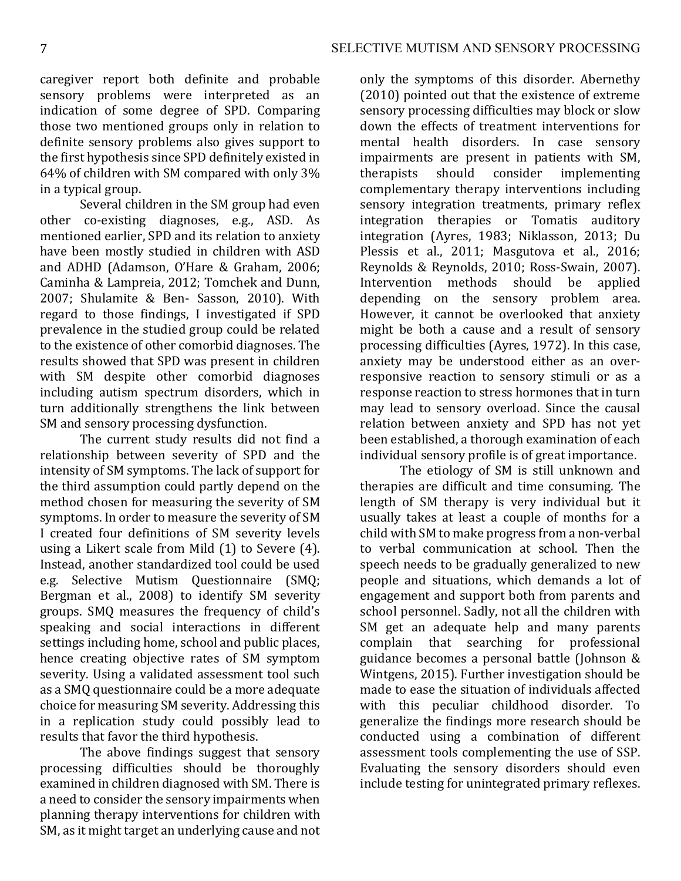caregiver report both definite and probable sensory problems were interpreted as an indication of some degree of SPD. Comparing those two mentioned groups only in relation to definite sensory problems also gives support to the first hypothesis since SPD definitely existed in 64% of children with SM compared with only 3% in a typical group.

Several children in the SM group had even other co-existing diagnoses, e.g., ASD. As mentioned earlier, SPD and its relation to anxiety have been mostly studied in children with ASD and ADHD (Adamson, O'Hare & Graham, 2006; Caminha & Lampreia, 2012; Tomchek and Dunn, 2007; Shulamite & Ben- Sasson, 2010). With regard to those findings, I investigated if SPD prevalence in the studied group could be related to the existence of other comorbid diagnoses. The results showed that SPD was present in children with SM despite other comorbid diagnoses including autism spectrum disorders, which in turn additionally strengthens the link between SM and sensory processing dysfunction.

The current study results did not find a relationship between severity of SPD and the intensity of SM symptoms. The lack of support for the third assumption could partly depend on the method chosen for measuring the severity of SM symptoms. In order to measure the severity of SM I created four definitions of SM severity levels using a Likert scale from Mild (1) to Severe (4). Instead, another standardized tool could be used e.g. Selective Mutism Questionnaire (SMQ; Bergman et al., 2008) to identify SM severity groups. SMQ measures the frequency of child's speaking and social interactions in different settings including home, school and public places, hence creating objective rates of SM symptom severity. Using a validated assessment tool such as a SMQ questionnaire could be a more adequate choice for measuring SM severity. Addressing this in a replication study could possibly lead to results that favor the third hypothesis.

The above findings suggest that sensory processing difficulties should be thoroughly examined in children diagnosed with SM. There is a need to consider the sensory impairments when planning therapy interventions for children with SM, as it might target an underlying cause and not only the symptoms of this disorder. Abernethy (2010) pointed out that the existence of extreme sensory processing difficulties may block or slow down the effects of treatment interventions for mental health disorders. In case sensory impairments are present in patients with SM, therapists should consider implementing complementary therapy interventions including sensory integration treatments, primary reflex integration therapies or Tomatis auditory integration (Ayres, 1983; Niklasson, 2013; Du Plessis et al., 2011; Masgutova et al., 2016; Reynolds & Reynolds, 2010; Ross-Swain, 2007). Intervention methods should be applied depending on the sensory problem area. However, it cannot be overlooked that anxiety might be both a cause and a result of sensory processing difficulties (Ayres, 1972). In this case, anxiety may be understood either as an over-responsive reaction to sensory stimuli or as a response reaction to stress hormones that in turn may lead to sensory overload. Since the causal relation between anxiety and SPD has not yet been established, a thorough examination of each individual sensory profile is of great importance.

The etiology of SM is still unknown and therapies are difficult and time consuming. The length of SM therapy is very individual but it usually takes at least a couple of months for a child with SM to make progress from a non-verbal to verbal communication at school. Then the speech needs to be gradually generalized to new people and situations, which demands a lot of engagement and support both from parents and school personnel. Sadly, not all the children with SM get an adequate help and many parents complain that searching for professional guidance becomes a personal battle (Johnson & Wintgens, 2015). Further investigation should be made to ease the situation of individuals affected with this peculiar childhood disorder. To generalize the findings more research should be conducted using a combination of different assessment tools complementing the use of SSP. Evaluating the sensory disorders should even include testing for unintegrated primary reflexes.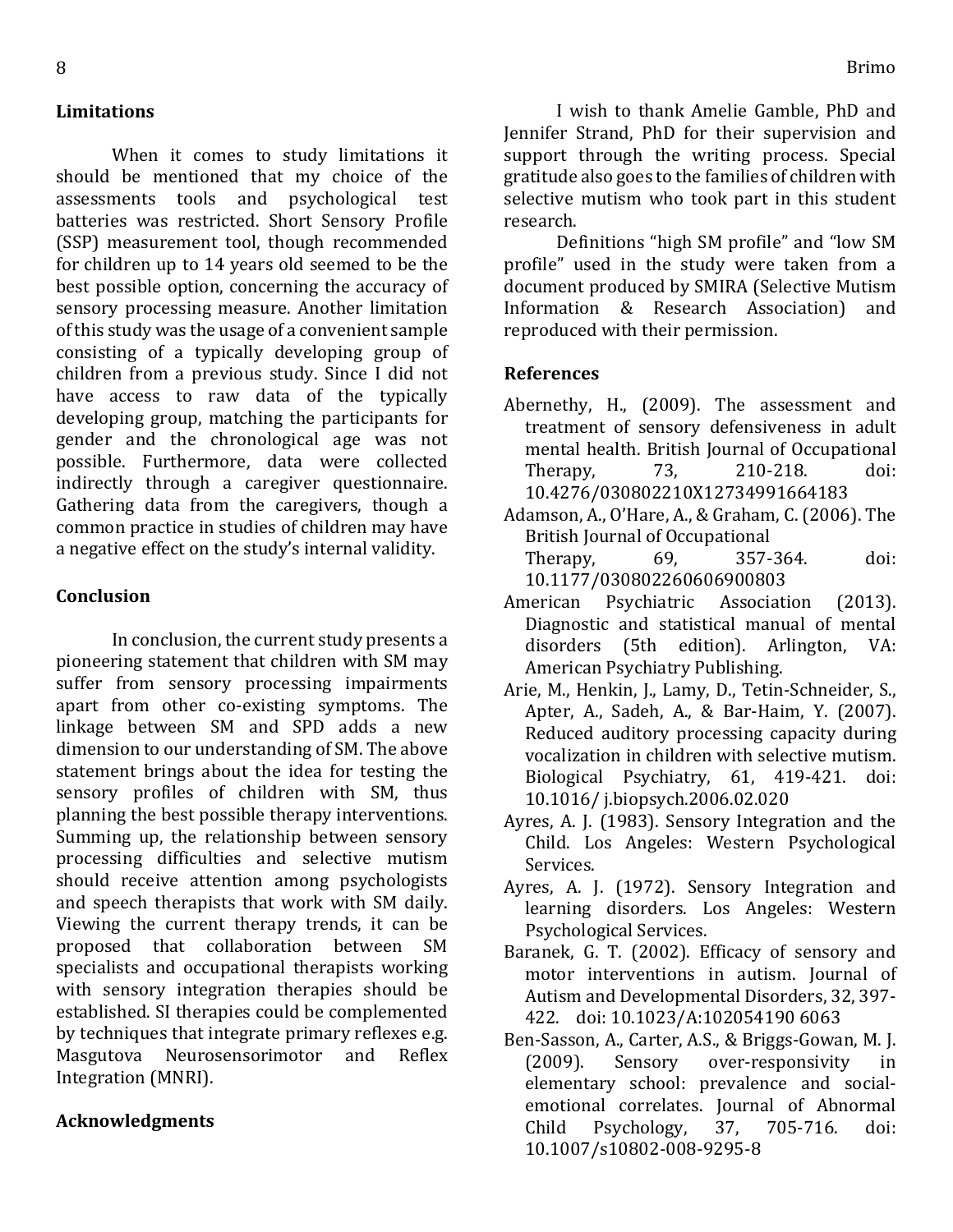## Limitations

When it comes to study limitations it should be mentioned that my choice of the assessments tools and psychological test batteries was restricted. Short Sensory Profile (SSP) measurement tool, though recommended for children up to 14 years old seemed to be the best possible option, concerning the accuracy of sensory processing measure. Another limitation of this study was the usage of a convenient sample consisting of a typically developing group of children from a previous study. Since I did not have access to raw data of the typically developing group, matching the participants for gender and the chronological age was not possible. Furthermore, data were collected indirectly through a caregiver questionnaire. Gathering data from the caregivers, though a common practice in studies of children may have a negative effect on the study's internal validity.

## Conclusion

In conclusion, the current study presents a pioneering statement that children with SM may suffer from sensory processing impairments apart from other co-existing symptoms. The linkage between SM and SPD adds a new dimension to our understanding of SM. The above statement brings about the idea for testing the sensory profiles of children with SM, thus planning the best possible therapy interventions. Summing up, the relationship between sensory processing difficulties and selective mutism should receive attention among psychologists and speech therapists that work with SM daily. Viewing the current therapy trends, it can be proposed that collaboration between SM specialists and occupational therapists working with sensory integration therapies should be established. SI therapies could be complemented by techniques that integrate primary reflexes e.g. Masgutova Neurosensorimotor and Reflex Integration (MNRI).

## Acknowledgments

I wish to thank Amelie Gamble, PhD and Jennifer Strand, PhD for their supervision and support through the writing process. Special gratitude also goes to the families of children with selective mutism who took part in this student research.

Definitions "high SM profile" and "low SM profile" used in the study were taken from a document produced by SMIRA (Selective Mutism Information & Research Association) and reproduced with their permission.

## References

Abernethy, H., (2009). The assessment and treatment of sensory defensiveness in adult mental health. British Journal of Occupational Therapy, 73, 210-218. doi: 10.4276/030802210X12734991664183

Adamson, A., O'Hare, A., & Graham, C. (2006). The British Journal of Occupational Therapy, 69, 357-364. doi: 10.1177/030802260606900803

American Psychiatric Association (2013). Diagnostic and statistical manual of mental disorders (5th edition). Arlington, VA: American Psychiatry Publishing.

Arie, M., Henkin, J., Lamy, D., Tetin-Schneider, S., Apter, A., Sadeh, A., & Bar-Haim, Y. (2007). Reduced auditory processing capacity during vocalization in children with selective mutism. Biological Psychiatry, 61, 419-421. doi: 10.1016/ j.biopsych.2006.02.020

Ayres, A. J. (1983). Sensory Integration and the Child. Los Angeles: Western Psychological Services.

Ayres, A. J. (1972). Sensory Integration and learning disorders. Los Angeles: Western Psychological Services.

Baranek, G. T. (2002). Efficacy of sensory and motor interventions in autism. Journal of Autism and Developmental Disorders, 32, 397-422. doi: 10.1023/A:102054190 6063

Ben-Sasson, A., Carter, A.S., & Briggs-Gowan, M. J. (2009). Sensory over-responsivity in elementary school: prevalence and social-emotional correlates. Journal of Abnormal Child Psychology, 37, 705-716. doi: 10.1007/s10802-008-9295-8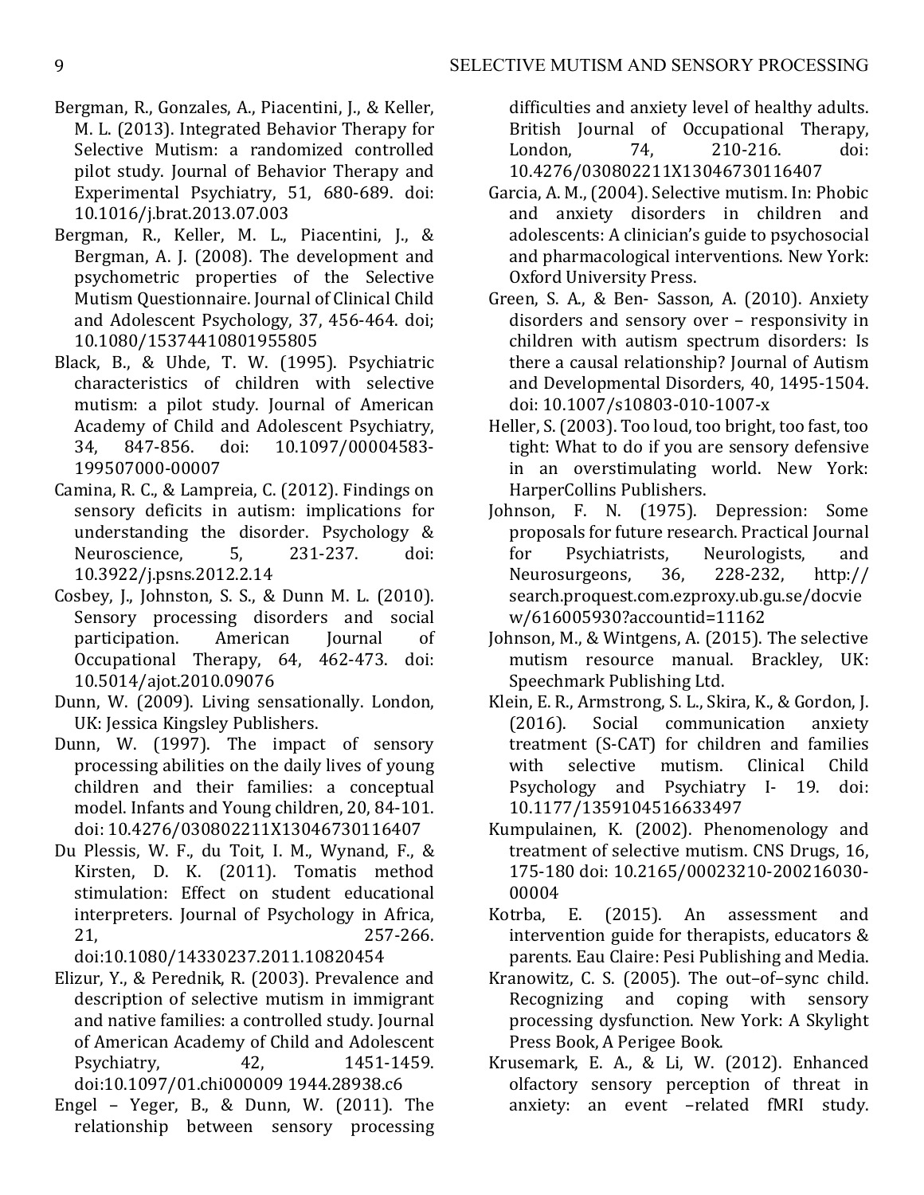Bergman, R., Gonzales, A., Piacentini, J., & Keller, M. L. (2013). Integrated Behavior Therapy for Selective Mutism: a randomized controlled pilot study. Journal of Behavior Therapy and Experimental Psychiatry, 51, 680-689. doi: 10.1016/j.brat.2013.07.003

Bergman, R., Keller, M. L., Piacentini, J., & Bergman, A. J. (2008). The development and psychometric properties of the Selective Mutism Questionnaire. Journal of Clinical Child and Adolescent Psychology, 37, 456-464. doi; 10.1080/15374410801955805

Black, B., & Uhde, T. W. (1995). Psychiatric characteristics of children with selective mutism: a pilot study. Journal of American Academy of Child and Adolescent Psychiatry, 34, 847-856. doi: 10.1097/00004583-199507000-00007

Camina, R. C., & Lampreia, C. (2012). Findings on sensory deficits in autism: implications for understanding the disorder. Psychology & Neuroscience, 5, 231-237. doi: 10.3922/j.psns.2012.2.14

Cosbey, J., Johnston, S. S., & Dunn M. L. (2010). Sensory processing disorders and social participation. American Journal of Occupational Therapy, 64, 462-473. doi: 10.5014/ajot.2010.09076

Dunn, W. (2009). Living sensationally. London, UK: Jessica Kingsley Publishers.

Dunn, W. (1997). The impact of sensory processing abilities on the daily lives of young children and their families: a conceptual model. Infants and Young children, 20, 84-101. doi: 10.4276/030802211X13046730116407

Du Plessis, W. F., du Toit, I. M., Wynand, F., & Kirsten, D. K. (2011). Tomatis method stimulation: Effect on student educational interpreters. Journal of Psychology in Africa, 21, 257-266. doi:10.1080/14330237.2011.10820454

Elizur, Y., & Perednik, R. (2003). Prevalence and description of selective mutism in immigrant and native families: a controlled study. Journal of American Academy of Child and Adolescent Psychiatry, 42, 1451-1459. doi:10.1097/01.chi000009 1944.28938.c6

Engel – Yeger, B., & Dunn, W. (2011). The relationship between sensory processing difficulties and anxiety level of healthy adults. British Journal of Occupational Therapy, London, 74, 210-216. doi: 10.4276/030802211X13046730116407

Garcia, A. M., (2004). Selective mutism. In: Phobic and anxiety disorders in children and adolescents: A clinician's guide to psychosocial and pharmacological interventions. New York: Oxford University Press.

Green, S. A., & Ben- Sasson, A. (2010). Anxiety disorders and sensory over – responsivity in children with autism spectrum disorders: Is there a causal relationship? Journal of Autism and Developmental Disorders, 40, 1495-1504. doi: 10.1007/s10803-010-1007-x

Heller, S. (2003). Too loud, too bright, too fast, too tight: What to do if you are sensory defensive in an overstimulating world. New York: HarperCollins Publishers.

Johnson, F. N. (1975). Depression: Some proposals for future research. Practical Journal for Psychiatrists, Neurologists, and Neurosurgeons, 36, 228-232, http:// search.proquest.com.ezproxy.ub.gu.se/docview/616005930?accountid=11162

Johnson, M., & Wintgens, A. (2015). The selective mutism resource manual. Brackley, UK: Speechmark Publishing Ltd.

Klein, E. R., Armstrong, S. L., Skira, K., & Gordon, J. (2016). Social communication anxiety treatment (S-CAT) for children and families with selective mutism. Clinical Child Psychology and Psychiatry I- 19. doi: 10.1177/1359104516633497

Kumpulainen, K. (2002). Phenomenology and treatment of selective mutism. CNS Drugs, 16, 175-180 doi: 10.2165/00023210-200216030-00004

Kotrba, E. (2015). An assessment and intervention guide for therapists, educators & parents. Eau Claire: Pesi Publishing and Media.

Kranowitz, C. S. (2005). The out–of–sync child. Recognizing and coping with sensory processing dysfunction. New York: A Skylight Press Book, A Perigee Book.

Krusemark, E. A., & Li, W. (2012). Enhanced olfactory sensory perception of threat in anxiety: an event –related fMRI study.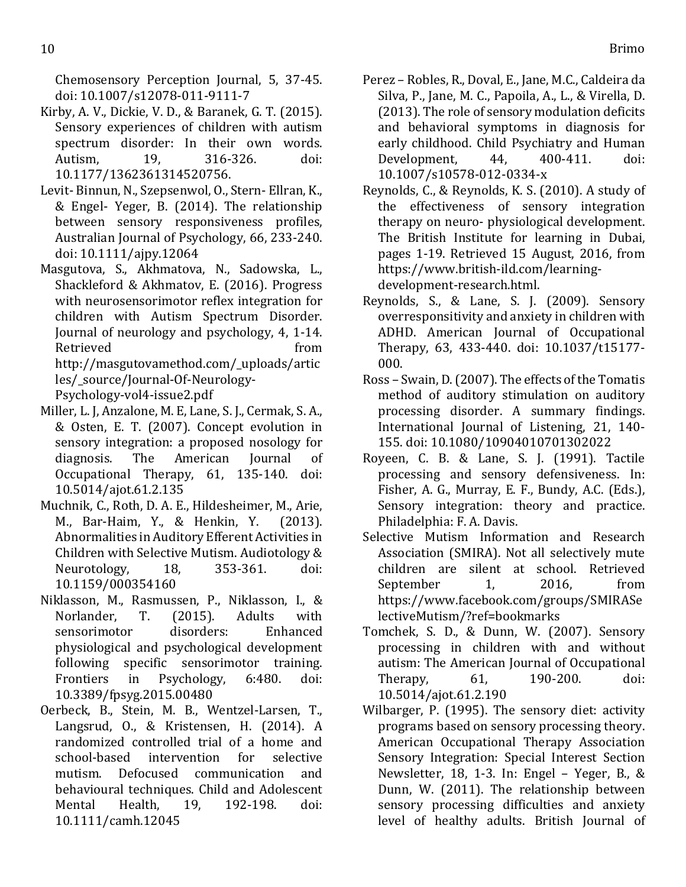Chemosensory Perception Journal, 5, 37-45. doi: 10.1007/s12078-011-9111-7

Kirby, A. V., Dickie, V. D., & Baranek, G. T. (2015). Sensory experiences of children with autism spectrum disorder: In their own words. Autism, 19, 316-326. doi: 10.1177/1362361314520756.

Levit- Binnun, N., Szepsenwol, O., Stern- Ellran, K., & Engel- Yeger, B. (2014). The relationship between sensory responsiveness profiles, Australian Journal of Psychology, 66, 233-240. doi: 10.1111/ajpy.12064

Masgutova, S., Akhmatova, N., Sadowska, L., Shackleford & Akhmatov, E. (2016). Progress with neurosensorimotor reflex integration for children with Autism Spectrum Disorder. Journal of neurology and psychology, 4, 1-14. Retrieved from http://masgutovamethod.com/_uploads/articles/_source/Journal-Of-Neurology-Psychology-vol4-issue2.pdf

Miller, L. J, Anzalone, M. E, Lane, S. J., Cermak, S. A., & Osten, E. T. (2007). Concept evolution in sensory integration: a proposed nosology for diagnosis. The American Journal of Occupational Therapy, 61, 135-140. doi: 10.5014/ajot.61.2.135

Muchnik, C., Roth, D. A. E., Hildesheimer, M., Arie, M., Bar-Haim, Y., & Henkin, Y. (2013). Abnormalities in Auditory Efferent Activities in Children with Selective Mutism. Audiotology & Neurotology, 18, 353-361. doi: 10.1159/000354160

Niklasson, M., Rasmussen, P., Niklasson, I., & Norlander, T. (2015). Adults with sensorimotor disorders: Enhanced physiological and psychological development following specific sensorimotor training. Frontiers in Psychology, 6:480. doi: 10.3389/fpsyg.2015.00480

Oerbeck, B., Stein, M. B., Wentzel-Larsen, T., Langsrud, O., & Kristensen, H. (2014). A randomized controlled trial of a home and school-based intervention for selective mutism. Defocused communication and behavioural techniques. Child and Adolescent Mental Health, 19, 192-198. doi: 10.1111/camh.12045

Perez – Robles, R., Doval, E., Jane, M.C., Caldeira da Silva, P., Jane, M. C., Papoila, A., L., & Virella, D. (2013). The role of sensory modulation deficits and behavioral symptoms in diagnosis for early childhood. Child Psychiatry and Human Development, 44, 400-411. doi: 10.1007/s10578-012-0334-x

Reynolds, C., & Reynolds, K. S. (2010). A study of the effectiveness of sensory integration therapy on neuro- physiological development. The British Institute for learning in Dubai, pages 1-19. Retrieved 15 August, 2016, from https://www.british-ild.com/learning-development-research.html.

Reynolds, S., & Lane, S. J. (2009). Sensory overresponsitivity and anxiety in children with ADHD. American Journal of Occupational Therapy, 63, 433-440. doi: 10.1037/t15177-000.

Ross – Swain, D. (2007). The effects of the Tomatis method of auditory stimulation on auditory processing disorder. A summary findings. International Journal of Listening, 21, 140-155. doi: 10.1080/10904010701302022

Royeen, C. B. & Lane, S. J. (1991). Tactile processing and sensory defensiveness. In: Fisher, A. G., Murray, E. F., Bundy, A.C. (Eds.), Sensory integration: theory and practice. Philadelphia: F. A. Davis.

Selective Mutism Information and Research Association (SMIRA). Not all selectively mute children are silent at school. Retrieved September 1, 2016, from https://www.facebook.com/groups/SMIRASelectiveMutism/?ref=bookmarks

Tomchek, S. D., & Dunn, W. (2007). Sensory processing in children with and without autism: The American Journal of Occupational Therapy, 61, 190-200. doi: 10.5014/ajot.61.2.190

Wilbarger, P. (1995). The sensory diet: activity programs based on sensory processing theory. American Occupational Therapy Association Sensory Integration: Special Interest Section Newsletter, 18, 1-3. In: Engel – Yeger, B., & Dunn, W. (2011). The relationship between sensory processing difficulties and anxiety level of healthy adults. British Journal of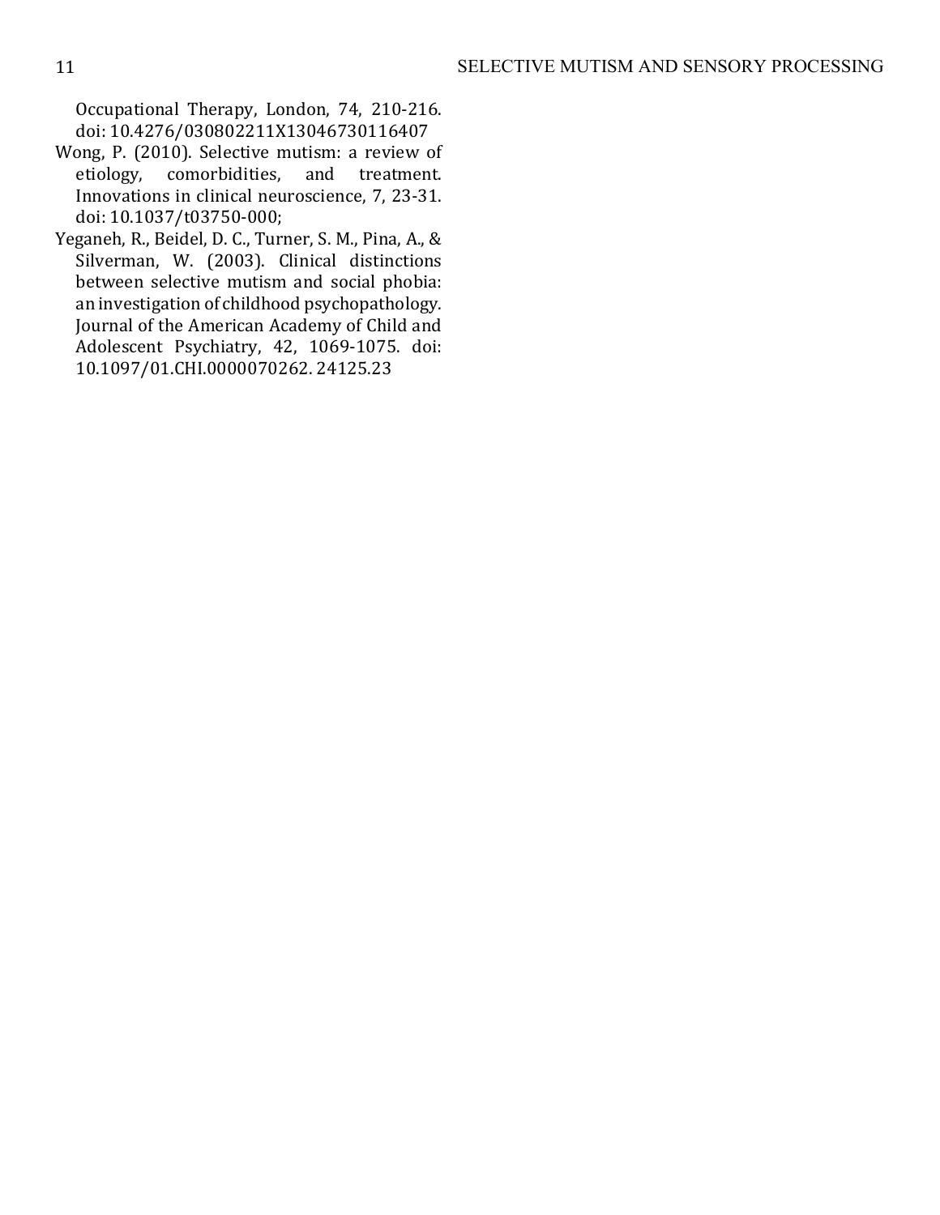Occupational Therapy, London, 74, 210-216. doi: 10.4276/030802211X13046730116407

Wong, P. (2010). Selective mutism: a review of etiology, comorbidities, and treatment. Innovations in clinical neuroscience, 7, 23-31. doi: 10.1037/t03750-000;

Yeganeh, R., Beidel, D. C., Turner, S. M., Pina, A., & Silverman, W. (2003). Clinical distinctions between selective mutism and social phobia: an investigation of childhood psychopathology. Journal of the American Academy of Child and Adolescent Psychiatry, 42, 1069-1075. doi: 10.1097/01.CHI.0000070262. 24125.23